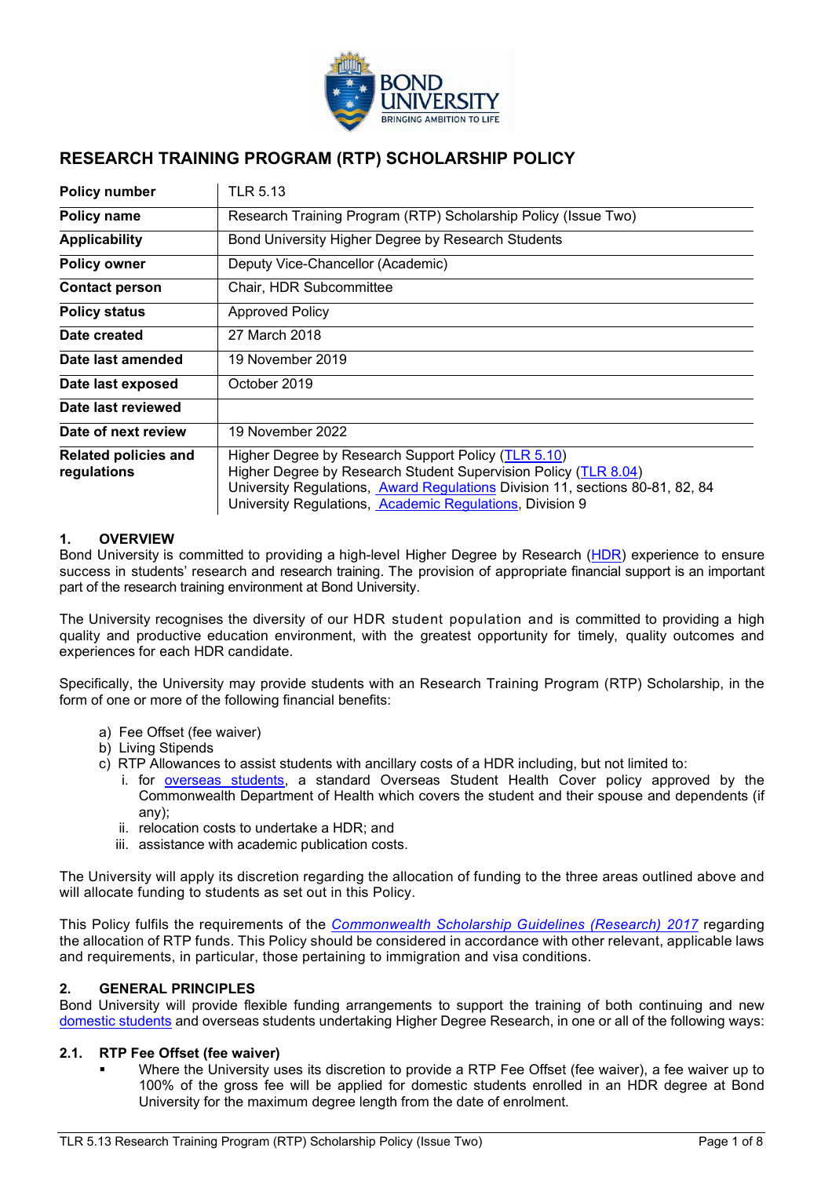# RESEARCH TRAINING PROGRAM (RTP) SCHOLARSHIP POLICY

| | |
|---|---|
| **Policy number** | TLR 5.13 |
| **Policy name** | Research Training Program (RTP) Scholarship Policy (Issue Two) |
| **Applicability** | Bond University Higher Degree by Research Students |
| **Policy owner** | Deputy Vice-Chancellor (Academic) |
| **Contact person** | Chair, HDR Subcommittee |
| **Policy status** | Approved Policy |
| **Date created** | 27 March 2018 |
| **Date last amended** | 19 November 2019 |
| **Date last exposed** | October 2019 |
| **Date last reviewed** | |
| **Date of next review** | 19 November 2022 |
| **Related policies and regulations** | Higher Degree by Research Support Policy (TLR 5.10)<br>Higher Degree by Research Student Supervision Policy (TLR 8.04)<br>University Regulations, Award Regulations Division 11, sections 80-81, 82, 84<br>University Regulations, Academic Regulations, Division 9 |

## 1. OVERVIEW

Bond University is committed to providing a high-level Higher Degree by Research (HDR) experience to ensure success in students' research and research training. The provision of appropriate financial support is an important part of the research training environment at Bond University.

The University recognises the diversity of our HDR student population and is committed to providing a high quality and productive education environment, with the greatest opportunity for timely, quality outcomes and experiences for each HDR candidate.

Specifically, the University may provide students with an Research Training Program (RTP) Scholarship, in the form of one or more of the following financial benefits:

a) Fee Offset (fee waiver)
b) Living Stipends
c) RTP Allowances to assist students with ancillary costs of a HDR including, but not limited to:
    i. for overseas students, a standard Overseas Student Health Cover policy approved by the Commonwealth Department of Health which covers the student and their spouse and dependents (if any);
    ii. relocation costs to undertake a HDR; and
    iii. assistance with academic publication costs.

The University will apply its discretion regarding the allocation of funding to the three areas outlined above and will allocate funding to students as set out in this Policy.

This Policy fulfils the requirements of the *Commonwealth Scholarship Guidelines (Research) 2017* regarding the allocation of RTP funds. This Policy should be considered in accordance with other relevant, applicable laws and requirements, in particular, those pertaining to immigration and visa conditions.

## 2. GENERAL PRINCIPLES

Bond University will provide flexible funding arrangements to support the training of both continuing and new domestic students and overseas students undertaking Higher Degree Research, in one or all of the following ways:

### 2.1. RTP Fee Offset (fee waiver)

- Where the University uses its discretion to provide a RTP Fee Offset (fee waiver), a fee waiver up to 100% of the gross fee will be applied for domestic students enrolled in an HDR degree at Bond University for the maximum degree length from the date of enrolment.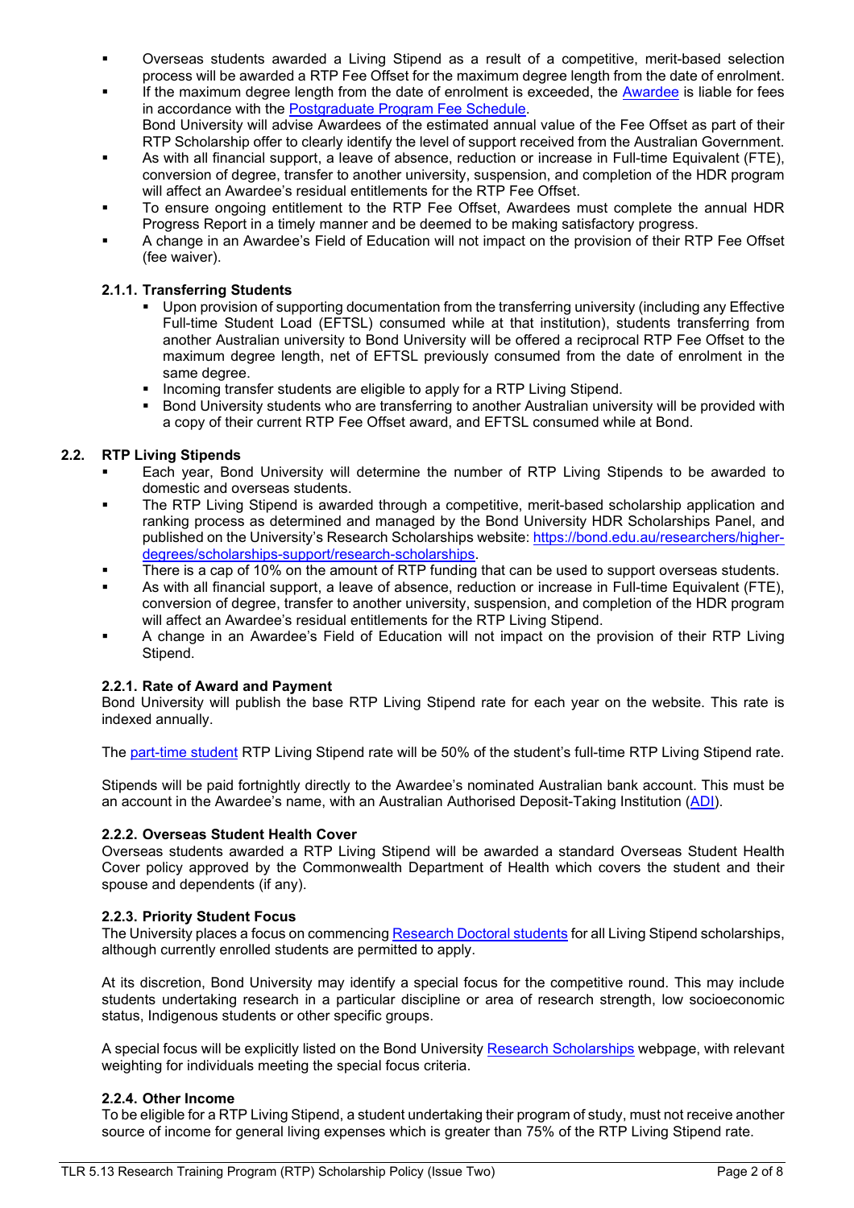- Overseas students awarded a Living Stipend as a result of a competitive, merit-based selection process will be awarded a RTP Fee Offset for the maximum degree length from the date of enrolment.
- If the maximum degree length from the date of enrolment is exceeded, the Awardee is liable for fees in accordance with the Postgraduate Program Fee Schedule.
  Bond University will advise Awardees of the estimated annual value of the Fee Offset as part of their RTP Scholarship offer to clearly identify the level of support received from the Australian Government.
- As with all financial support, a leave of absence, reduction or increase in Full-time Equivalent (FTE), conversion of degree, transfer to another university, suspension, and completion of the HDR program will affect an Awardee's residual entitlements for the RTP Fee Offset.
- To ensure ongoing entitlement to the RTP Fee Offset, Awardees must complete the annual HDR Progress Report in a timely manner and be deemed to be making satisfactory progress.
- A change in an Awardee's Field of Education will not impact on the provision of their RTP Fee Offset (fee waiver).

#### 2.1.1. Transferring Students

- Upon provision of supporting documentation from the transferring university (including any Effective Full-time Student Load (EFTSL) consumed while at that institution), students transferring from another Australian university to Bond University will be offered a reciprocal RTP Fee Offset to the maximum degree length, net of EFTSL previously consumed from the date of enrolment in the same degree.
- Incoming transfer students are eligible to apply for a RTP Living Stipend.
- Bond University students who are transferring to another Australian university will be provided with a copy of their current RTP Fee Offset award, and EFTSL consumed while at Bond.

### 2.2. RTP Living Stipends

- Each year, Bond University will determine the number of RTP Living Stipends to be awarded to domestic and overseas students.
- The RTP Living Stipend is awarded through a competitive, merit-based scholarship application and ranking process as determined and managed by the Bond University HDR Scholarships Panel, and published on the University's Research Scholarships website: https://bond.edu.au/researchers/higher-degrees/scholarships-support/research-scholarships.
- There is a cap of 10% on the amount of RTP funding that can be used to support overseas students.
- As with all financial support, a leave of absence, reduction or increase in Full-time Equivalent (FTE), conversion of degree, transfer to another university, suspension, and completion of the HDR program will affect an Awardee's residual entitlements for the RTP Living Stipend.
- A change in an Awardee's Field of Education will not impact on the provision of their RTP Living Stipend.

#### 2.2.1. Rate of Award and Payment

Bond University will publish the base RTP Living Stipend rate for each year on the website. This rate is indexed annually.

The part-time student RTP Living Stipend rate will be 50% of the student's full-time RTP Living Stipend rate.

Stipends will be paid fortnightly directly to the Awardee's nominated Australian bank account. This must be an account in the Awardee's name, with an Australian Authorised Deposit-Taking Institution (ADI).

#### 2.2.2. Overseas Student Health Cover

Overseas students awarded a RTP Living Stipend will be awarded a standard Overseas Student Health Cover policy approved by the Commonwealth Department of Health which covers the student and their spouse and dependents (if any).

#### 2.2.3. Priority Student Focus

The University places a focus on commencing Research Doctoral students for all Living Stipend scholarships, although currently enrolled students are permitted to apply.

At its discretion, Bond University may identify a special focus for the competitive round. This may include students undertaking research in a particular discipline or area of research strength, low socioeconomic status, Indigenous students or other specific groups.

A special focus will be explicitly listed on the Bond University Research Scholarships webpage, with relevant weighting for individuals meeting the special focus criteria.

#### 2.2.4. Other Income

To be eligible for a RTP Living Stipend, a student undertaking their program of study, must not receive another source of income for general living expenses which is greater than 75% of the RTP Living Stipend rate.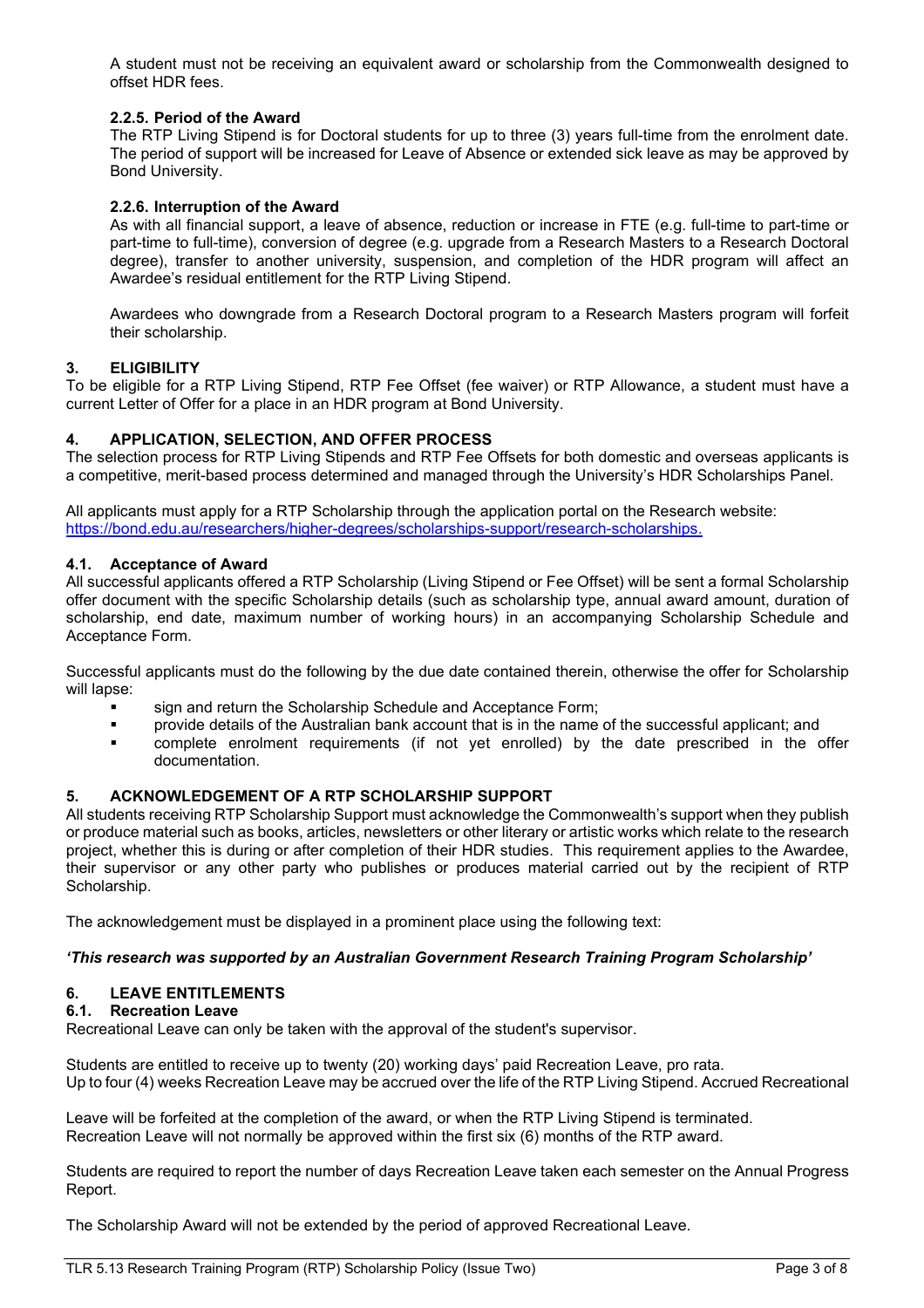A student must not be receiving an equivalent award or scholarship from the Commonwealth designed to offset HDR fees.

#### 2.2.5. Period of the Award

The RTP Living Stipend is for Doctoral students for up to three (3) years full-time from the enrolment date. The period of support will be increased for Leave of Absence or extended sick leave as may be approved by Bond University.

#### 2.2.6. Interruption of the Award

As with all financial support, a leave of absence, reduction or increase in FTE (e.g. full-time to part-time or part-time to full-time), conversion of degree (e.g. upgrade from a Research Masters to a Research Doctoral degree), transfer to another university, suspension, and completion of the HDR program will affect an Awardee's residual entitlement for the RTP Living Stipend.

Awardees who downgrade from a Research Doctoral program to a Research Masters program will forfeit their scholarship.

## 3. ELIGIBILITY

To be eligible for a RTP Living Stipend, RTP Fee Offset (fee waiver) or RTP Allowance, a student must have a current Letter of Offer for a place in an HDR program at Bond University.

## 4. APPLICATION, SELECTION, AND OFFER PROCESS

The selection process for RTP Living Stipends and RTP Fee Offsets for both domestic and overseas applicants is a competitive, merit-based process determined and managed through the University's HDR Scholarships Panel.

All applicants must apply for a RTP Scholarship through the application portal on the Research website: https://bond.edu.au/researchers/higher-degrees/scholarships-support/research-scholarships.

### 4.1. Acceptance of Award

All successful applicants offered a RTP Scholarship (Living Stipend or Fee Offset) will be sent a formal Scholarship offer document with the specific Scholarship details (such as scholarship type, annual award amount, duration of scholarship, end date, maximum number of working hours) in an accompanying Scholarship Schedule and Acceptance Form.

Successful applicants must do the following by the due date contained therein, otherwise the offer for Scholarship will lapse:

- sign and return the Scholarship Schedule and Acceptance Form;
- provide details of the Australian bank account that is in the name of the successful applicant; and
- complete enrolment requirements (if not yet enrolled) by the date prescribed in the offer documentation.

## 5. ACKNOWLEDGEMENT OF A RTP SCHOLARSHIP SUPPORT

All students receiving RTP Scholarship Support must acknowledge the Commonwealth's support when they publish or produce material such as books, articles, newsletters or other literary or artistic works which relate to the research project, whether this is during or after completion of their HDR studies. This requirement applies to the Awardee, their supervisor or any other party who publishes or produces material carried out by the recipient of RTP Scholarship.

The acknowledgement must be displayed in a prominent place using the following text:

***'This research was supported by an Australian Government Research Training Program Scholarship'***

## 6. LEAVE ENTITLEMENTS

### 6.1. Recreation Leave

Recreational Leave can only be taken with the approval of the student's supervisor.

Students are entitled to receive up to twenty (20) working days' paid Recreation Leave, pro rata.
Up to four (4) weeks Recreation Leave may be accrued over the life of the RTP Living Stipend. Accrued Recreational Leave will be forfeited at the completion of the award, or when the RTP Living Stipend is terminated.
Recreation Leave will not normally be approved within the first six (6) months of the RTP award.

Students are required to report the number of days Recreation Leave taken each semester on the Annual Progress Report.

The Scholarship Award will not be extended by the period of approved Recreational Leave.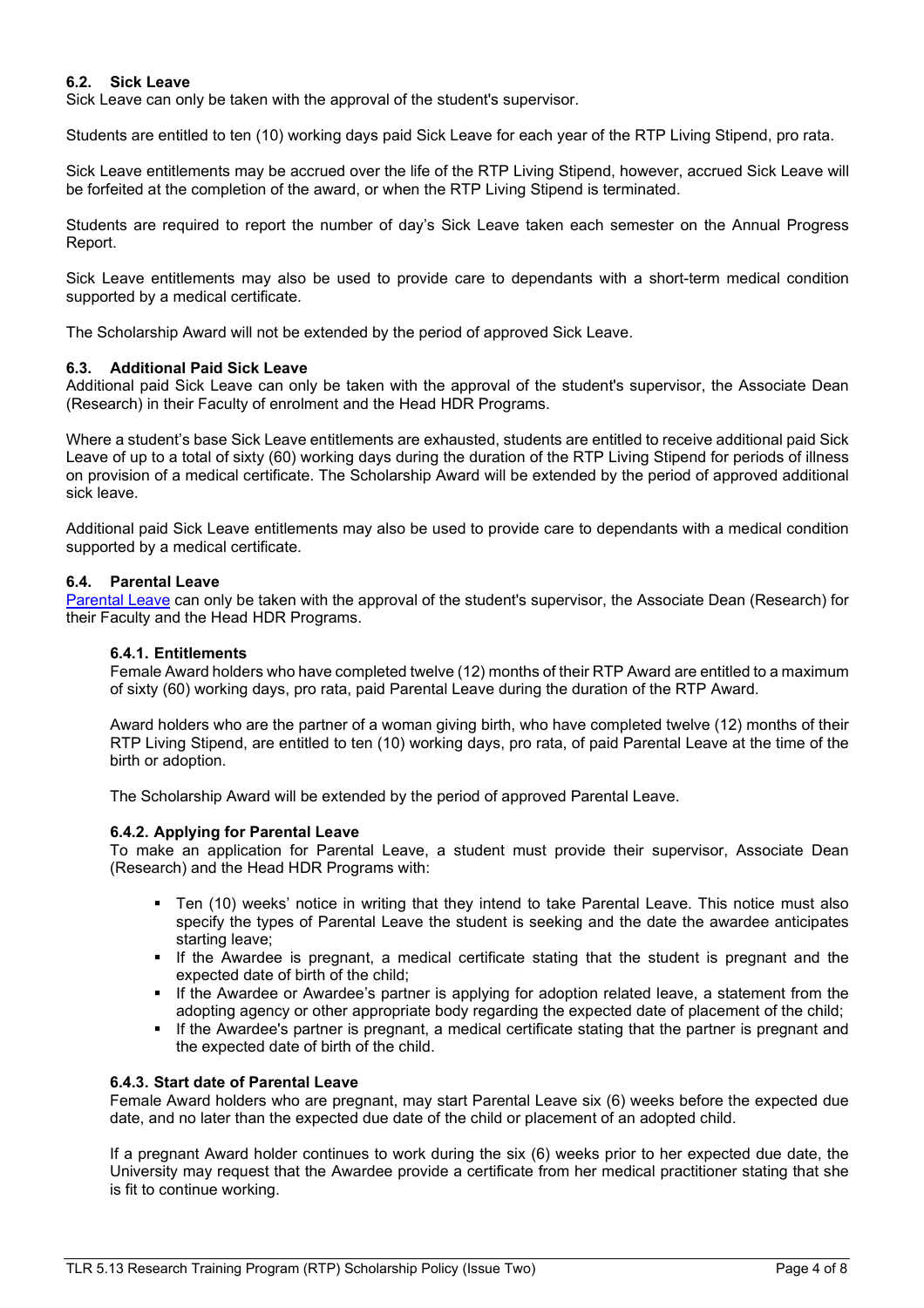### 6.2. Sick Leave

Sick Leave can only be taken with the approval of the student's supervisor.

Students are entitled to ten (10) working days paid Sick Leave for each year of the RTP Living Stipend, pro rata.

Sick Leave entitlements may be accrued over the life of the RTP Living Stipend, however, accrued Sick Leave will be forfeited at the completion of the award, or when the RTP Living Stipend is terminated.

Students are required to report the number of day's Sick Leave taken each semester on the Annual Progress Report.

Sick Leave entitlements may also be used to provide care to dependants with a short-term medical condition supported by a medical certificate.

The Scholarship Award will not be extended by the period of approved Sick Leave.

### 6.3. Additional Paid Sick Leave

Additional paid Sick Leave can only be taken with the approval of the student's supervisor, the Associate Dean (Research) in their Faculty of enrolment and the Head HDR Programs.

Where a student's base Sick Leave entitlements are exhausted, students are entitled to receive additional paid Sick Leave of up to a total of sixty (60) working days during the duration of the RTP Living Stipend for periods of illness on provision of a medical certificate. The Scholarship Award will be extended by the period of approved additional sick leave.

Additional paid Sick Leave entitlements may also be used to provide care to dependants with a medical condition supported by a medical certificate.

### 6.4. Parental Leave

Parental Leave can only be taken with the approval of the student's supervisor, the Associate Dean (Research) for their Faculty and the Head HDR Programs.

#### 6.4.1. Entitlements

Female Award holders who have completed twelve (12) months of their RTP Award are entitled to a maximum of sixty (60) working days, pro rata, paid Parental Leave during the duration of the RTP Award.

Award holders who are the partner of a woman giving birth, who have completed twelve (12) months of their RTP Living Stipend, are entitled to ten (10) working days, pro rata, of paid Parental Leave at the time of the birth or adoption.

The Scholarship Award will be extended by the period of approved Parental Leave.

#### 6.4.2. Applying for Parental Leave

To make an application for Parental Leave, a student must provide their supervisor, Associate Dean (Research) and the Head HDR Programs with:

- Ten (10) weeks' notice in writing that they intend to take Parental Leave. This notice must also specify the types of Parental Leave the student is seeking and the date the awardee anticipates starting leave;
- If the Awardee is pregnant, a medical certificate stating that the student is pregnant and the expected date of birth of the child;
- If the Awardee or Awardee's partner is applying for adoption related leave, a statement from the adopting agency or other appropriate body regarding the expected date of placement of the child;
- If the Awardee's partner is pregnant, a medical certificate stating that the partner is pregnant and the expected date of birth of the child.

#### 6.4.3. Start date of Parental Leave

Female Award holders who are pregnant, may start Parental Leave six (6) weeks before the expected due date, and no later than the expected due date of the child or placement of an adopted child.

If a pregnant Award holder continues to work during the six (6) weeks prior to her expected due date, the University may request that the Awardee provide a certificate from her medical practitioner stating that she is fit to continue working.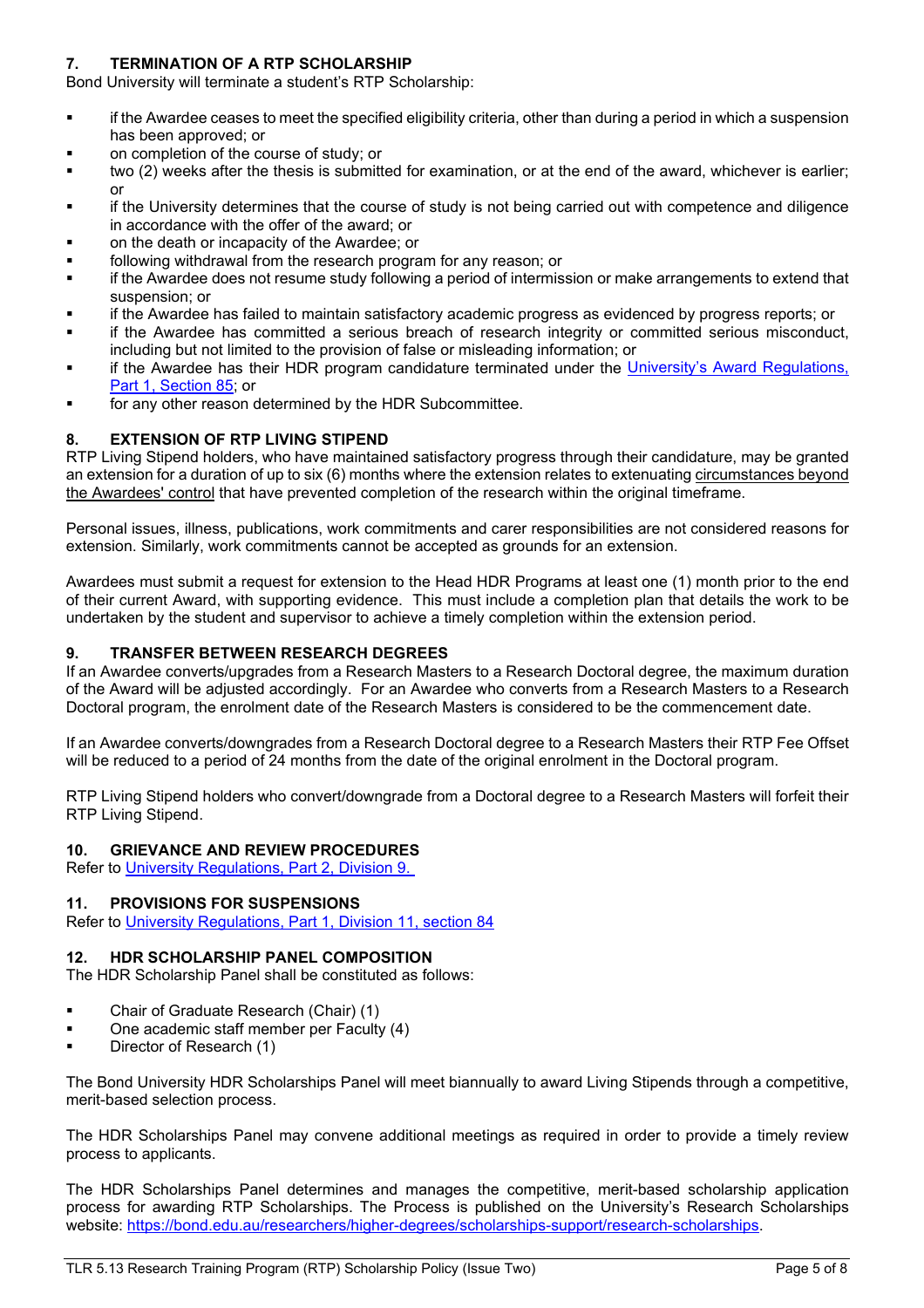## 7. TERMINATION OF A RTP SCHOLARSHIP

Bond University will terminate a student's RTP Scholarship:

- if the Awardee ceases to meet the specified eligibility criteria, other than during a period in which a suspension has been approved; or
- on completion of the course of study; or
- two (2) weeks after the thesis is submitted for examination, or at the end of the award, whichever is earlier; or
- if the University determines that the course of study is not being carried out with competence and diligence in accordance with the offer of the award; or
- on the death or incapacity of the Awardee; or
- following withdrawal from the research program for any reason; or
- if the Awardee does not resume study following a period of intermission or make arrangements to extend that suspension; or
- if the Awardee has failed to maintain satisfactory academic progress as evidenced by progress reports; or
- if the Awardee has committed a serious breach of research integrity or committed serious misconduct, including but not limited to the provision of false or misleading information; or
- if the Awardee has their HDR program candidature terminated under the University's Award Regulations, Part 1, Section 85; or
- for any other reason determined by the HDR Subcommittee.

## 8. EXTENSION OF RTP LIVING STIPEND

RTP Living Stipend holders, who have maintained satisfactory progress through their candidature, may be granted an extension for a duration of up to six (6) months where the extension relates to extenuating circumstances beyond the Awardees' control that have prevented completion of the research within the original timeframe.

Personal issues, illness, publications, work commitments and carer responsibilities are not considered reasons for extension. Similarly, work commitments cannot be accepted as grounds for an extension.

Awardees must submit a request for extension to the Head HDR Programs at least one (1) month prior to the end of their current Award, with supporting evidence. This must include a completion plan that details the work to be undertaken by the student and supervisor to achieve a timely completion within the extension period.

## 9. TRANSFER BETWEEN RESEARCH DEGREES

If an Awardee converts/upgrades from a Research Masters to a Research Doctoral degree, the maximum duration of the Award will be adjusted accordingly. For an Awardee who converts from a Research Masters to a Research Doctoral program, the enrolment date of the Research Masters is considered to be the commencement date.

If an Awardee converts/downgrades from a Research Doctoral degree to a Research Masters their RTP Fee Offset will be reduced to a period of 24 months from the date of the original enrolment in the Doctoral program.

RTP Living Stipend holders who convert/downgrade from a Doctoral degree to a Research Masters will forfeit their RTP Living Stipend.

## 10. GRIEVANCE AND REVIEW PROCEDURES

Refer to University Regulations, Part 2, Division 9.

## 11. PROVISIONS FOR SUSPENSIONS

Refer to University Regulations, Part 1, Division 11, section 84

## 12. HDR SCHOLARSHIP PANEL COMPOSITION

The HDR Scholarship Panel shall be constituted as follows:

- Chair of Graduate Research (Chair) (1)
- One academic staff member per Faculty (4)
- Director of Research (1)

The Bond University HDR Scholarships Panel will meet biannually to award Living Stipends through a competitive, merit-based selection process.

The HDR Scholarships Panel may convene additional meetings as required in order to provide a timely review process to applicants.

The HDR Scholarships Panel determines and manages the competitive, merit-based scholarship application process for awarding RTP Scholarships. The Process is published on the University's Research Scholarships website: https://bond.edu.au/researchers/higher-degrees/scholarships-support/research-scholarships.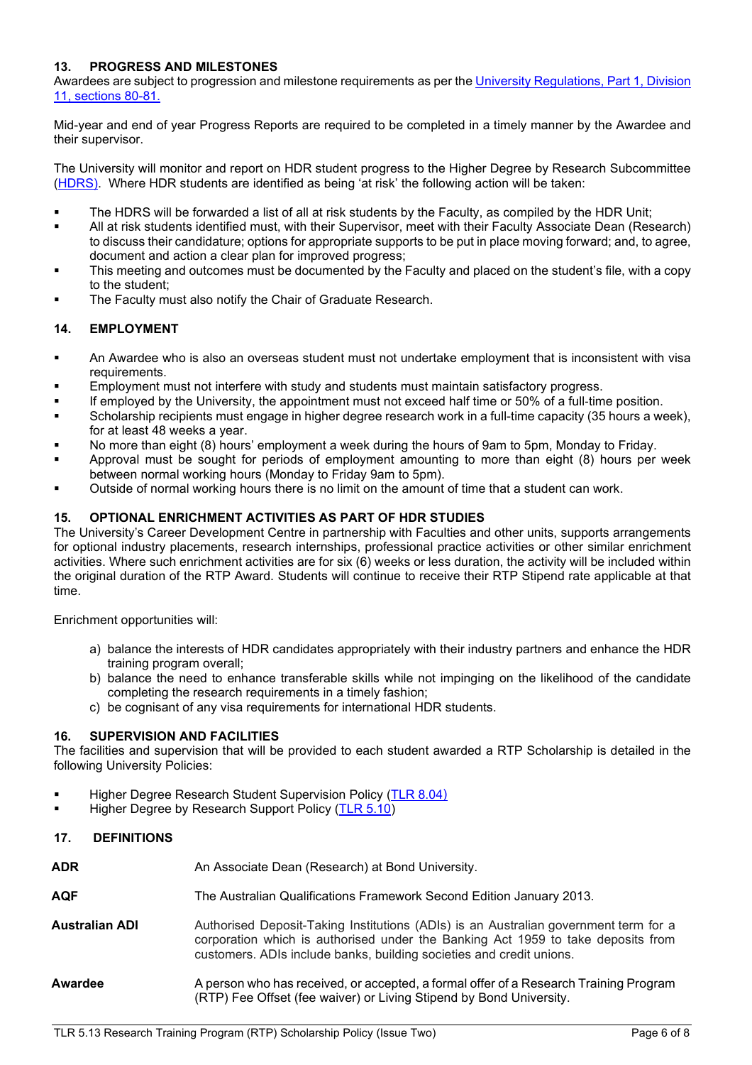## 13. PROGRESS AND MILESTONES

Awardees are subject to progression and milestone requirements as per the University Regulations, Part 1, Division 11, sections 80-81.

Mid-year and end of year Progress Reports are required to be completed in a timely manner by the Awardee and their supervisor.

The University will monitor and report on HDR student progress to the Higher Degree by Research Subcommittee (HDRS). Where HDR students are identified as being 'at risk' the following action will be taken:

- The HDRS will be forwarded a list of all at risk students by the Faculty, as compiled by the HDR Unit;
- All at risk students identified must, with their Supervisor, meet with their Faculty Associate Dean (Research) to discuss their candidature; options for appropriate supports to be put in place moving forward; and, to agree, document and action a clear plan for improved progress;
- This meeting and outcomes must be documented by the Faculty and placed on the student's file, with a copy to the student;
- The Faculty must also notify the Chair of Graduate Research.

## 14. EMPLOYMENT

- An Awardee who is also an overseas student must not undertake employment that is inconsistent with visa requirements.
- Employment must not interfere with study and students must maintain satisfactory progress.
- If employed by the University, the appointment must not exceed half time or 50% of a full-time position.
- Scholarship recipients must engage in higher degree research work in a full-time capacity (35 hours a week), for at least 48 weeks a year.
- No more than eight (8) hours' employment a week during the hours of 9am to 5pm, Monday to Friday.
- Approval must be sought for periods of employment amounting to more than eight (8) hours per week between normal working hours (Monday to Friday 9am to 5pm).
- Outside of normal working hours there is no limit on the amount of time that a student can work.

## 15. OPTIONAL ENRICHMENT ACTIVITIES AS PART OF HDR STUDIES

The University's Career Development Centre in partnership with Faculties and other units, supports arrangements for optional industry placements, research internships, professional practice activities or other similar enrichment activities. Where such enrichment activities are for six (6) weeks or less duration, the activity will be included within the original duration of the RTP Award. Students will continue to receive their RTP Stipend rate applicable at that time.

Enrichment opportunities will:

a) balance the interests of HDR candidates appropriately with their industry partners and enhance the HDR training program overall;
b) balance the need to enhance transferable skills while not impinging on the likelihood of the candidate completing the research requirements in a timely fashion;
c) be cognisant of any visa requirements for international HDR students.

## 16. SUPERVISION AND FACILITIES

The facilities and supervision that will be provided to each student awarded a RTP Scholarship is detailed in the following University Policies:

- Higher Degree Research Student Supervision Policy (TLR 8.04)
- Higher Degree by Research Support Policy (TLR 5.10)

## 17. DEFINITIONS

| | |
|---|---|
| **ADR** | An Associate Dean (Research) at Bond University. |
| **AQF** | The Australian Qualifications Framework Second Edition January 2013. |
| **Australian ADI** | Authorised Deposit-Taking Institutions (ADIs) is an Australian government term for a corporation which is authorised under the Banking Act 1959 to take deposits from customers. ADIs include banks, building societies and credit unions. |
| **Awardee** | A person who has received, or accepted, a formal offer of a Research Training Program (RTP) Fee Offset (fee waiver) or Living Stipend by Bond University. |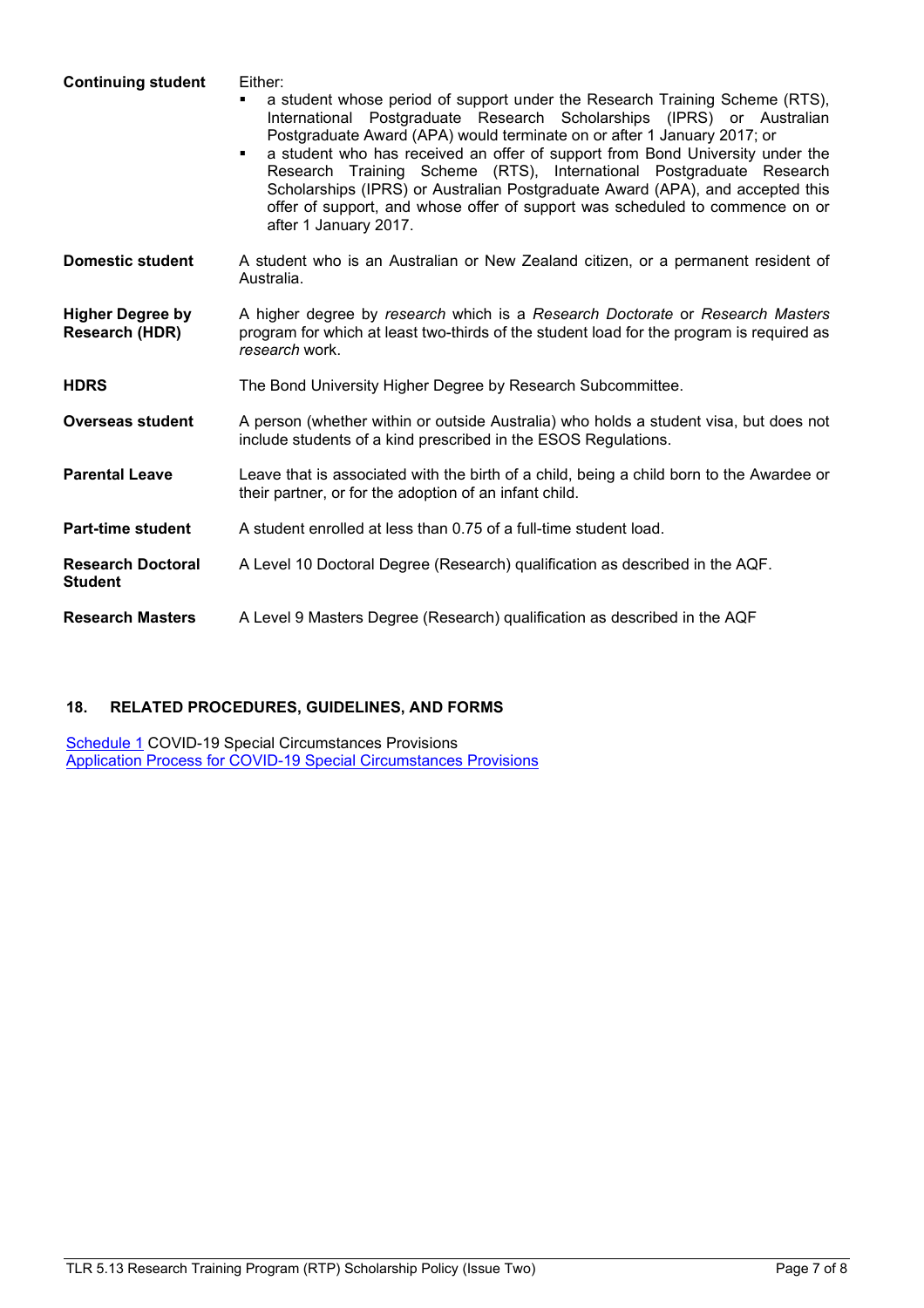| | |
|---|---|
| **Continuing student** | Either:<br>▪ a student whose period of support under the Research Training Scheme (RTS), International Postgraduate Research Scholarships (IPRS) or Australian Postgraduate Award (APA) would terminate on or after 1 January 2017; or<br>▪ a student who has received an offer of support from Bond University under the Research Training Scheme (RTS), International Postgraduate Research Scholarships (IPRS) or Australian Postgraduate Award (APA), and accepted this offer of support, and whose offer of support was scheduled to commence on or after 1 January 2017. |
| **Domestic student** | A student who is an Australian or New Zealand citizen, or a permanent resident of Australia. |
| **Higher Degree by Research (HDR)** | A higher degree by *research* which is a *Research Doctorate* or *Research Masters* program for which at least two-thirds of the student load for the program is required as *research* work. |
| **HDRS** | The Bond University Higher Degree by Research Subcommittee. |
| **Overseas student** | A person (whether within or outside Australia) who holds a student visa, but does not include students of a kind prescribed in the ESOS Regulations. |
| **Parental Leave** | Leave that is associated with the birth of a child, being a child born to the Awardee or their partner, or for the adoption of an infant child. |
| **Part-time student** | A student enrolled at less than 0.75 of a full-time student load. |
| **Research Doctoral Student** | A Level 10 Doctoral Degree (Research) qualification as described in the AQF. |
| **Research Masters** | A Level 9 Masters Degree (Research) qualification as described in the AQF |

## 18. RELATED PROCEDURES, GUIDELINES, AND FORMS

Schedule 1 COVID-19 Special Circumstances Provisions
Application Process for COVID-19 Special Circumstances Provisions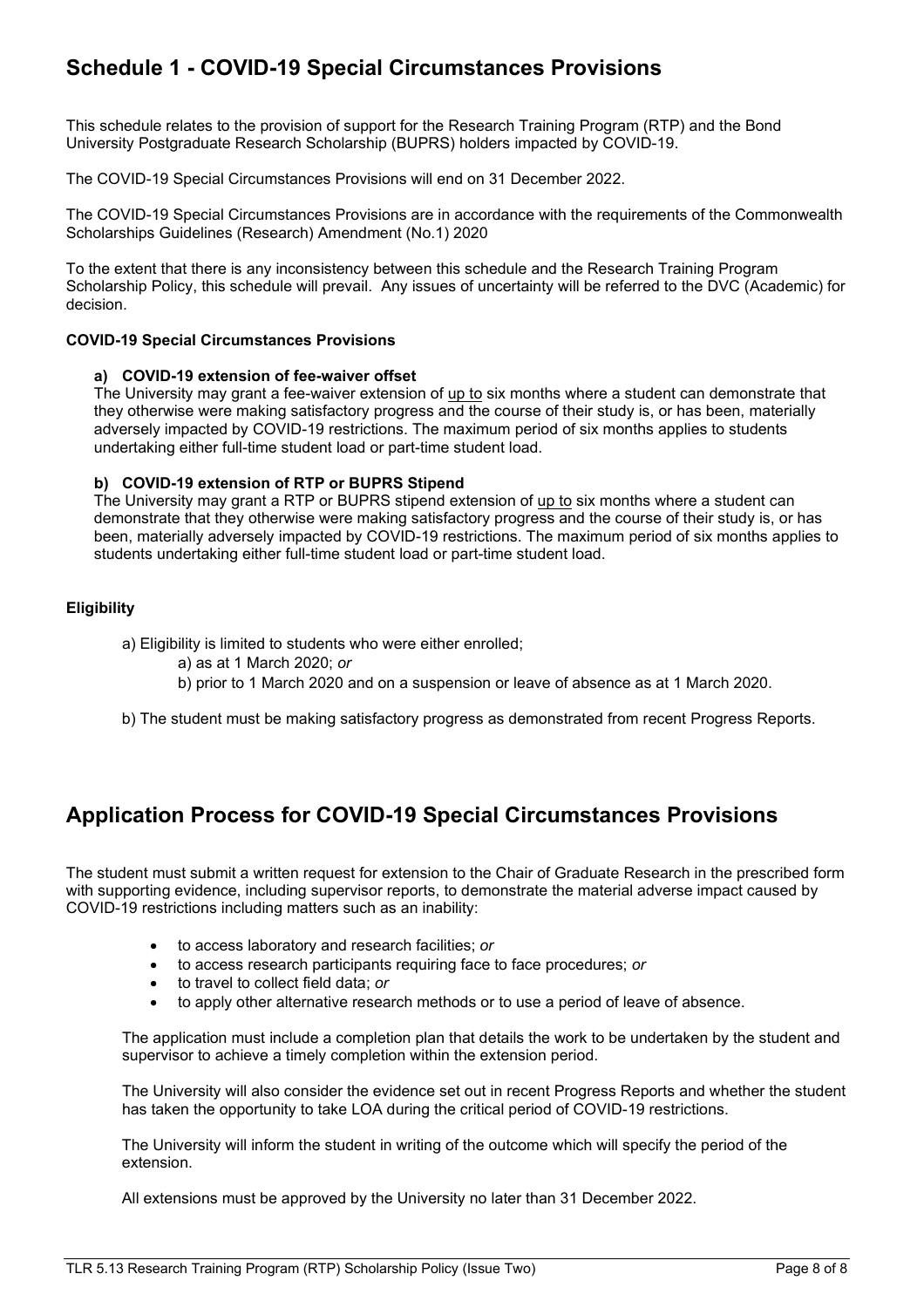# Schedule 1 - COVID-19 Special Circumstances Provisions

This schedule relates to the provision of support for the Research Training Program (RTP) and the Bond University Postgraduate Research Scholarship (BUPRS) holders impacted by COVID-19.

The COVID-19 Special Circumstances Provisions will end on 31 December 2022.

The COVID-19 Special Circumstances Provisions are in accordance with the requirements of the Commonwealth Scholarships Guidelines (Research) Amendment (No.1) 2020

To the extent that there is any inconsistency between this schedule and the Research Training Program Scholarship Policy, this schedule will prevail. Any issues of uncertainty will be referred to the DVC (Academic) for decision.

**COVID-19 Special Circumstances Provisions**

**a) COVID-19 extension of fee-waiver offset**

The University may grant a fee-waiver extension of <u>up to</u> six months where a student can demonstrate that they otherwise were making satisfactory progress and the course of their study is, or has been, materially adversely impacted by COVID-19 restrictions. The maximum period of six months applies to students undertaking either full-time student load or part-time student load.

**b) COVID-19 extension of RTP or BUPRS Stipend**

The University may grant a RTP or BUPRS stipend extension of <u>up to</u> six months where a student can demonstrate that they otherwise were making satisfactory progress and the course of their study is, or has been, materially adversely impacted by COVID-19 restrictions. The maximum period of six months applies to students undertaking either full-time student load or part-time student load.

**Eligibility**

a) Eligibility is limited to students who were either enrolled;

   a) as at 1 March 2020; *or*

   b) prior to 1 March 2020 and on a suspension or leave of absence as at 1 March 2020.

b) The student must be making satisfactory progress as demonstrated from recent Progress Reports.

# Application Process for COVID-19 Special Circumstances Provisions

The student must submit a written request for extension to the Chair of Graduate Research in the prescribed form with supporting evidence, including supervisor reports, to demonstrate the material adverse impact caused by COVID-19 restrictions including matters such as an inability:

- to access laboratory and research facilities; *or*
- to access research participants requiring face to face procedures; *or*
- to travel to collect field data; *or*
- to apply other alternative research methods or to use a period of leave of absence.

The application must include a completion plan that details the work to be undertaken by the student and supervisor to achieve a timely completion within the extension period.

The University will also consider the evidence set out in recent Progress Reports and whether the student has taken the opportunity to take LOA during the critical period of COVID-19 restrictions.

The University will inform the student in writing of the outcome which will specify the period of the extension.

All extensions must be approved by the University no later than 31 December 2022.